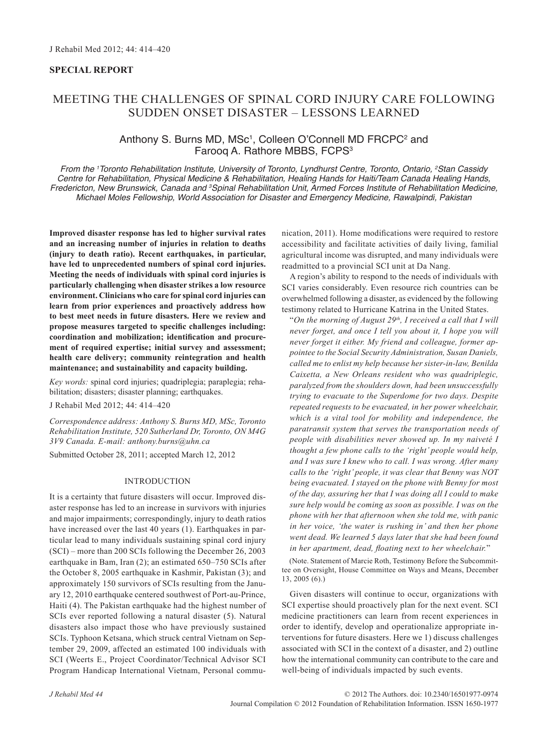**SPECIAL REPORT**

# MEETING THE CHALLENGES OF SPINAL CORD INJURY CARE FOLLOWING SUDDEN ONSET DISASTER – LESSONS LEARNED

Anthony S. Burns MD, MSc[1], Colleen O'Connell MD FRCPC[2] and Farooq A. Rathore MBBS, FCPS[3]

*From the [1]Toronto Rehabilitation Institute, University of Toronto, Lyndhurst Centre, Toronto, Ontario, [2]Stan Cassidy Centre for Rehabilitation, Physical Medicine & Rehabilitation, Healing Hands for Haiti/Team Canada Healing Hands, Fredericton, New Brunswick, Canada and [3]Spinal Rehabilitation Unit, Armed Forces Institute of Rehabilitation Medicine, Michael Moles Fellowship, World Association for Disaster and Emergency Medicine, Rawalpindi, Pakistan*

**Improved disaster response has led to higher survival rates and an increasing number of injuries in relation to deaths (injury to death ratio). Recent earthquakes, in particular, have led to unprecedented numbers of spinal cord injuries. Meeting the needs of individuals with spinal cord injuries is particularly challenging when disaster strikes a low resource environment. Clinicians who care for spinal cord injuries can learn from prior experiences and proactively address how to best meet needs in future disasters. Here we review and propose measures targeted to specific challenges including: coordination and mobilization; identification and procurement of required expertise; initial survey and assessment; health care delivery; community reintegration and health maintenance; and sustainability and capacity building.**

*Key words:* spinal cord injuries; quadriplegia; paraplegia; rehabilitation; disasters; disaster planning; earthquakes.

J Rehabil Med 2012; 44: 414–420

*Correspondence address: Anthony S. Burns MD, MSc, Toronto Rehabilitation Institute, 520 Sutherland Dr, Toronto, ON M4G 3V9 Canada. E-mail: anthony.burns@uhn.ca*

Submitted October 28, 2011; accepted March 12, 2012

## INTRODUCTION

It is a certainty that future disasters will occur. Improved disaster response has led to an increase in survivors with injuries and major impairments; correspondingly, injury to death ratios have increased over the last 40 years (1). Earthquakes in particular lead to many individuals sustaining spinal cord injury (SCI) – more than 200 SCIs following the December 26, 2003 earthquake in Bam, Iran (2); an estimated 650–750 SCIs after the October 8, 2005 earthquake in Kashmir, Pakistan (3); and approximately 150 survivors of SCIs resulting from the January 12, 2010 earthquake centered southwest of Port-au-Prince, Haiti (4). The Pakistan earthquake had the highest number of SCIs ever reported following a natural disaster (5). Natural disasters also impact those who have previously sustained SCIs. Typhoon Ketsana, which struck central Vietnam on September 29, 2009, affected an estimated 100 individuals with SCI (Weerts E., Project Coordinator/Technical Advisor SCI Program Handicap International Vietnam, Personal communication, 2011). Home modifications were required to restore accessibility and facilitate activities of daily living, familial agricultural income was disrupted, and many individuals were readmitted to a provincial SCI unit at Da Nang.

A region's ability to respond to the needs of individuals with SCI varies considerably. Even resource rich countries can be overwhelmed following a disaster, as evidenced by the following testimony related to Hurricane Katrina in the United States.

"*On the morning of August 29th, I received a call that I will never forget, and once I tell you about it, I hope you will never forget it either. My friend and colleague, former appointee to the Social Security Administration, Susan Daniels, called me to enlist my help because her sister-in-law, Benilda Caixetta, a New Orleans resident who was quadriplegic, paralyzed from the shoulders down, had been unsuccessfully trying to evacuate to the Superdome for two days. Despite repeated requests to be evacuated, in her power wheelchair, which is a vital tool for mobility and independence, the paratransit system that serves the transportation needs of people with disabilities never showed up. In my naiveté I thought a few phone calls to the 'right' people would help, and I was sure I knew who to call. I was wrong. After many calls to the 'right' people, it was clear that Benny was NOT being evacuated. I stayed on the phone with Benny for most of the day, assuring her that I was doing all I could to make sure help would be coming as soon as possible. I was on the phone with her that afternoon when she told me, with panic in her voice, 'the water is rushing in' and then her phone went dead. We learned 5 days later that she had been found in her apartment, dead, floating next to her wheelchair.*"

(Note. Statement of Marcie Roth, Testimony Before the Subcommittee on Oversight, House Committee on Ways and Means, December 13, 2005 (6).)

Given disasters will continue to occur, organizations with SCI expertise should proactively plan for the next event. SCI medicine practitioners can learn from recent experiences in order to identify, develop and operationalize appropriate interventions for future disasters. Here we 1) discuss challenges associated with SCI in the context of a disaster, and 2) outline how the international community can contribute to the care and well-being of individuals impacted by such events.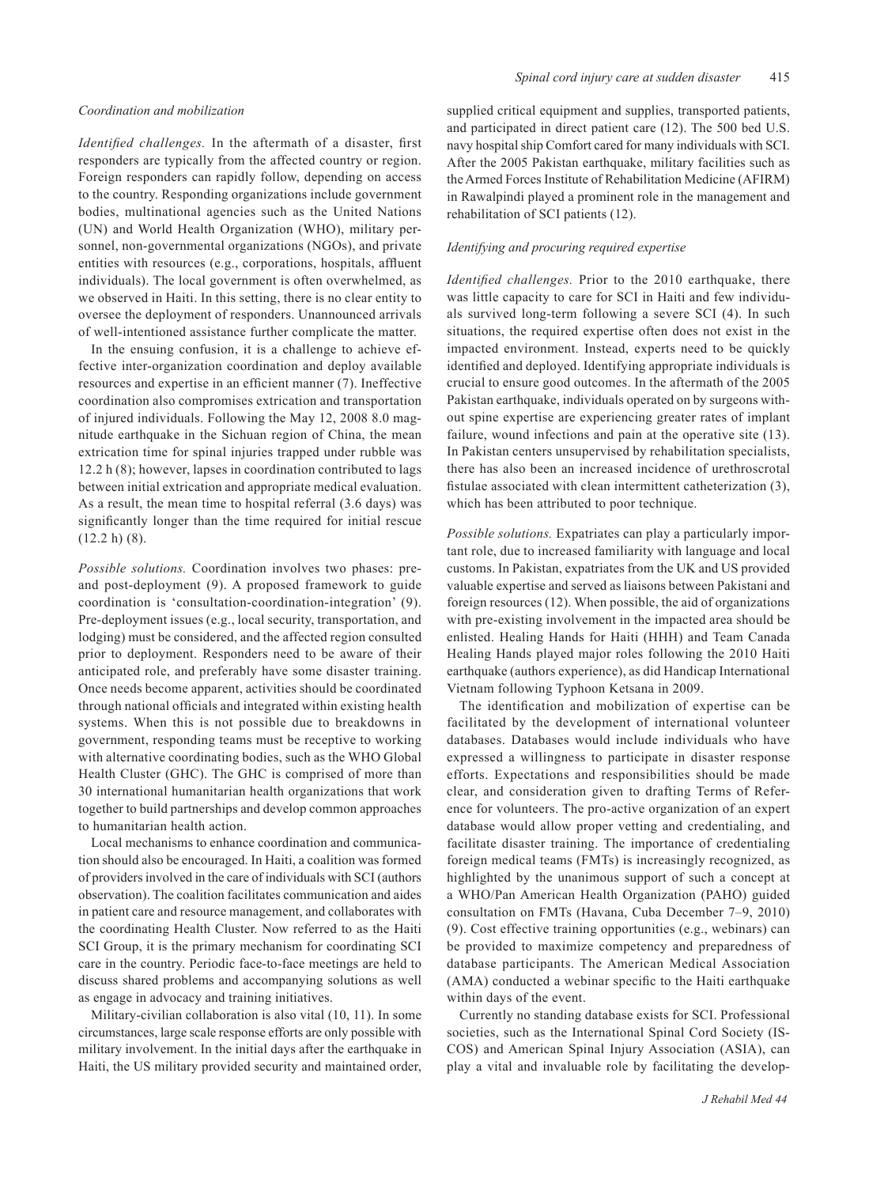*Coordination and mobilization*

*Identified challenges.* In the aftermath of a disaster, first responders are typically from the affected country or region. Foreign responders can rapidly follow, depending on access to the country. Responding organizations include government bodies, multinational agencies such as the United Nations (UN) and World Health Organization (WHO), military personnel, non-governmental organizations (NGOs), and private entities with resources (e.g., corporations, hospitals, affluent individuals). The local government is often overwhelmed, as we observed in Haiti. In this setting, there is no clear entity to oversee the deployment of responders. Unannounced arrivals of well-intentioned assistance further complicate the matter.

In the ensuing confusion, it is a challenge to achieve effective inter-organization coordination and deploy available resources and expertise in an efficient manner (7). Ineffective coordination also compromises extrication and transportation of injured individuals. Following the May 12, 2008 8.0 magnitude earthquake in the Sichuan region of China, the mean extrication time for spinal injuries trapped under rubble was 12.2 h (8); however, lapses in coordination contributed to lags between initial extrication and appropriate medical evaluation. As a result, the mean time to hospital referral (3.6 days) was significantly longer than the time required for initial rescue (12.2 h) (8).

*Possible solutions.* Coordination involves two phases: pre- and post-deployment (9). A proposed framework to guide coordination is 'consultation-coordination-integration' (9). Pre-deployment issues (e.g., local security, transportation, and lodging) must be considered, and the affected region consulted prior to deployment. Responders need to be aware of their anticipated role, and preferably have some disaster training. Once needs become apparent, activities should be coordinated through national officials and integrated within existing health systems. When this is not possible due to breakdowns in government, responding teams must be receptive to working with alternative coordinating bodies, such as the WHO Global Health Cluster (GHC). The GHC is comprised of more than 30 international humanitarian health organizations that work together to build partnerships and develop common approaches to humanitarian health action.

Local mechanisms to enhance coordination and communication should also be encouraged. In Haiti, a coalition was formed of providers involved in the care of individuals with SCI (authors observation). The coalition facilitates communication and aides in patient care and resource management, and collaborates with the coordinating Health Cluster. Now referred to as the Haiti SCI Group, it is the primary mechanism for coordinating SCI care in the country. Periodic face-to-face meetings are held to discuss shared problems and accompanying solutions as well as engage in advocacy and training initiatives.

Military-civilian collaboration is also vital (10, 11). In some circumstances, large scale response efforts are only possible with military involvement. In the initial days after the earthquake in Haiti, the US military provided security and maintained order, supplied critical equipment and supplies, transported patients, and participated in direct patient care (12). The 500 bed U.S. navy hospital ship Comfort cared for many individuals with SCI. After the 2005 Pakistan earthquake, military facilities such as the Armed Forces Institute of Rehabilitation Medicine (AFIRM) in Rawalpindi played a prominent role in the management and rehabilitation of SCI patients (12).

*Identifying and procuring required expertise*

*Identified challenges.* Prior to the 2010 earthquake, there was little capacity to care for SCI in Haiti and few individuals survived long-term following a severe SCI (4). In such situations, the required expertise often does not exist in the impacted environment. Instead, experts need to be quickly identified and deployed. Identifying appropriate individuals is crucial to ensure good outcomes. In the aftermath of the 2005 Pakistan earthquake, individuals operated on by surgeons without spine expertise are experiencing greater rates of implant failure, wound infections and pain at the operative site (13). In Pakistan centers unsupervised by rehabilitation specialists, there has also been an increased incidence of urethroscrotal fistulae associated with clean intermittent catheterization (3), which has been attributed to poor technique.

*Possible solutions.* Expatriates can play a particularly important role, due to increased familiarity with language and local customs. In Pakistan, expatriates from the UK and US provided valuable expertise and served as liaisons between Pakistani and foreign resources (12). When possible, the aid of organizations with pre-existing involvement in the impacted area should be enlisted. Healing Hands for Haiti (HHH) and Team Canada Healing Hands played major roles following the 2010 Haiti earthquake (authors experience), as did Handicap International Vietnam following Typhoon Ketsana in 2009.

The identification and mobilization of expertise can be facilitated by the development of international volunteer databases. Databases would include individuals who have expressed a willingness to participate in disaster response efforts. Expectations and responsibilities should be made clear, and consideration given to drafting Terms of Reference for volunteers. The pro-active organization of an expert database would allow proper vetting and credentialing, and facilitate disaster training. The importance of credentialing foreign medical teams (FMTs) is increasingly recognized, as highlighted by the unanimous support of such a concept at a WHO/Pan American Health Organization (PAHO) guided consultation on FMTs (Havana, Cuba December 7–9, 2010) (9). Cost effective training opportunities (e.g., webinars) can be provided to maximize competency and preparedness of database participants. The American Medical Association (AMA) conducted a webinar specific to the Haiti earthquake within days of the event.

Currently no standing database exists for SCI. Professional societies, such as the International Spinal Cord Society (ISCOS) and American Spinal Injury Association (ASIA), can play a vital and invaluable role by facilitating the develop-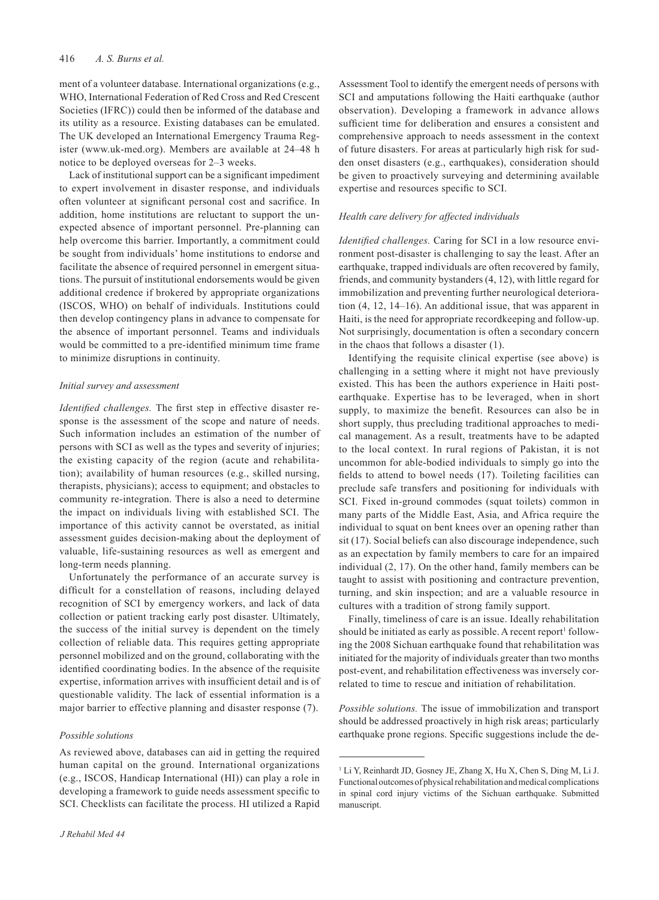ment of a volunteer database. International organizations (e.g., WHO, International Federation of Red Cross and Red Crescent Societies (IFRC)) could then be informed of the database and its utility as a resource. Existing databases can be emulated. The UK developed an International Emergency Trauma Register (www.uk-med.org). Members are available at 24–48 h notice to be deployed overseas for 2–3 weeks.

Lack of institutional support can be a significant impediment to expert involvement in disaster response, and individuals often volunteer at significant personal cost and sacrifice. In addition, home institutions are reluctant to support the unexpected absence of important personnel. Pre-planning can help overcome this barrier. Importantly, a commitment could be sought from individuals' home institutions to endorse and facilitate the absence of required personnel in emergent situations. The pursuit of institutional endorsements would be given additional credence if brokered by appropriate organizations (ISCOS, WHO) on behalf of individuals. Institutions could then develop contingency plans in advance to compensate for the absence of important personnel. Teams and individuals would be committed to a pre-identified minimum time frame to minimize disruptions in continuity.

### *Initial survey and assessment*

*Identified challenges.* The first step in effective disaster response is the assessment of the scope and nature of needs. Such information includes an estimation of the number of persons with SCI as well as the types and severity of injuries; the existing capacity of the region (acute and rehabilitation); availability of human resources (e.g., skilled nursing, therapists, physicians); access to equipment; and obstacles to community re-integration. There is also a need to determine the impact on individuals living with established SCI. The importance of this activity cannot be overstated, as initial assessment guides decision-making about the deployment of valuable, life-sustaining resources as well as emergent and long-term needs planning.

Unfortunately the performance of an accurate survey is difficult for a constellation of reasons, including delayed recognition of SCI by emergency workers, and lack of data collection or patient tracking early post disaster. Ultimately, the success of the initial survey is dependent on the timely collection of reliable data. This requires getting appropriate personnel mobilized and on the ground, collaborating with the identified coordinating bodies. In the absence of the requisite expertise, information arrives with insufficient detail and is of questionable validity. The lack of essential information is a major barrier to effective planning and disaster response (7).

### *Possible solutions*

As reviewed above, databases can aid in getting the required human capital on the ground. International organizations (e.g., ISCOS, Handicap International (HI)) can play a role in developing a framework to guide needs assessment specific to SCI. Checklists can facilitate the process. HI utilized a Rapid Assessment Tool to identify the emergent needs of persons with SCI and amputations following the Haiti earthquake (author observation). Developing a framework in advance allows sufficient time for deliberation and ensures a consistent and comprehensive approach to needs assessment in the context of future disasters. For areas at particularly high risk for sudden onset disasters (e.g., earthquakes), consideration should be given to proactively surveying and determining available expertise and resources specific to SCI.

### *Health care delivery for affected individuals*

*Identified challenges.* Caring for SCI in a low resource environment post-disaster is challenging to say the least. After an earthquake, trapped individuals are often recovered by family, friends, and community bystanders (4, 12), with little regard for immobilization and preventing further neurological deterioration (4, 12, 14–16). An additional issue, that was apparent in Haiti, is the need for appropriate recordkeeping and follow-up. Not surprisingly, documentation is often a secondary concern in the chaos that follows a disaster (1).

Identifying the requisite clinical expertise (see above) is challenging in a setting where it might not have previously existed. This has been the authors experience in Haiti post-earthquake. Expertise has to be leveraged, when in short supply, to maximize the benefit. Resources can also be in short supply, thus precluding traditional approaches to medical management. As a result, treatments have to be adapted to the local context. In rural regions of Pakistan, it is not uncommon for able-bodied individuals to simply go into the fields to attend to bowel needs (17). Toileting facilities can preclude safe transfers and positioning for individuals with SCI. Fixed in-ground commodes (squat toilets) common in many parts of the Middle East, Asia, and Africa require the individual to squat on bent knees over an opening rather than sit (17). Social beliefs can also discourage independence, such as an expectation by family members to care for an impaired individual (2, 17). On the other hand, family members can be taught to assist with positioning and contracture prevention, turning, and skin inspection; and are a valuable resource in cultures with a tradition of strong family support.

Finally, timeliness of care is an issue. Ideally rehabilitation should be initiated as early as possible. A recent report[1] following the 2008 Sichuan earthquake found that rehabilitation was initiated for the majority of individuals greater than two months post-event, and rehabilitation effectiveness was inversely correlated to time to rescue and initiation of rehabilitation.

*Possible solutions.* The issue of immobilization and transport should be addressed proactively in high risk areas; particularly earthquake prone regions. Specific suggestions include the de-

[1] Li Y, Reinhardt JD, Gosney JE, Zhang X, Hu X, Chen S, Ding M, Li J. Functional outcomes of physical rehabilitation and medical complications in spinal cord injury victims of the Sichuan earthquake. Submitted manuscript.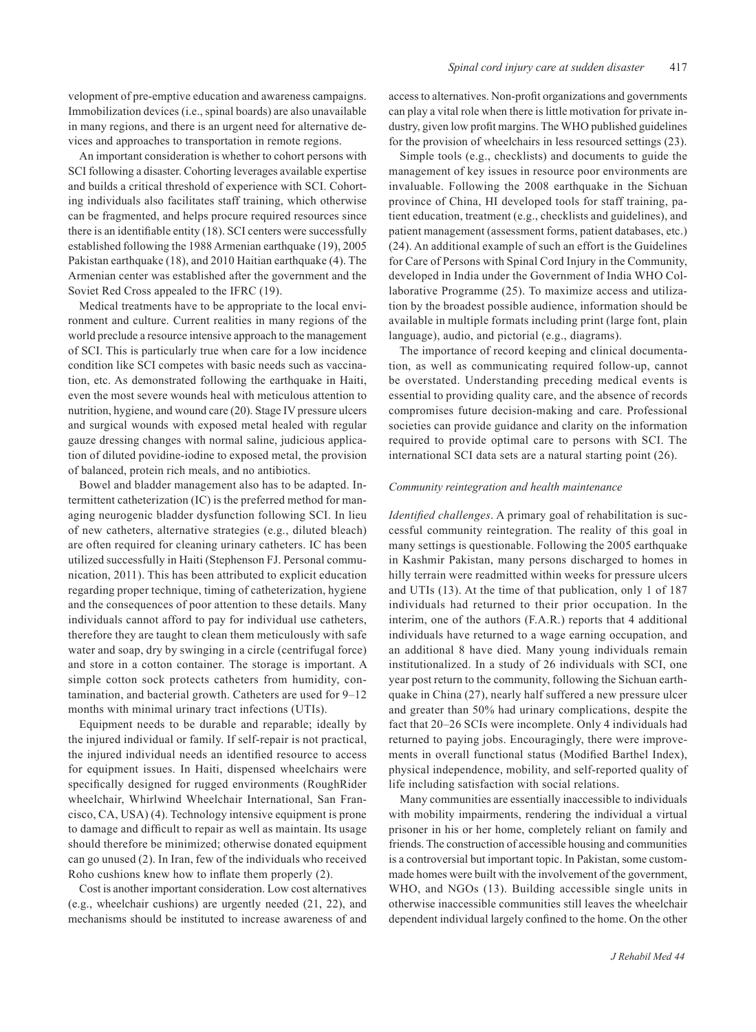velopment of pre-emptive education and awareness campaigns. Immobilization devices (i.e., spinal boards) are also unavailable in many regions, and there is an urgent need for alternative devices and approaches to transportation in remote regions.

An important consideration is whether to cohort persons with SCI following a disaster. Cohorting leverages available expertise and builds a critical threshold of experience with SCI. Cohorting individuals also facilitates staff training, which otherwise can be fragmented, and helps procure required resources since there is an identifiable entity (18). SCI centers were successfully established following the 1988 Armenian earthquake (19), 2005 Pakistan earthquake (18), and 2010 Haitian earthquake (4). The Armenian center was established after the government and the Soviet Red Cross appealed to the IFRC (19).

Medical treatments have to be appropriate to the local environment and culture. Current realities in many regions of the world preclude a resource intensive approach to the management of SCI. This is particularly true when care for a low incidence condition like SCI competes with basic needs such as vaccination, etc. As demonstrated following the earthquake in Haiti, even the most severe wounds heal with meticulous attention to nutrition, hygiene, and wound care (20). Stage IV pressure ulcers and surgical wounds with exposed metal healed with regular gauze dressing changes with normal saline, judicious application of diluted povidine-iodine to exposed metal, the provision of balanced, protein rich meals, and no antibiotics.

Bowel and bladder management also has to be adapted. Intermittent catheterization (IC) is the preferred method for managing neurogenic bladder dysfunction following SCI. In lieu of new catheters, alternative strategies (e.g., diluted bleach) are often required for cleaning urinary catheters. IC has been utilized successfully in Haiti (Stephenson FJ. Personal communication, 2011). This has been attributed to explicit education regarding proper technique, timing of catheterization, hygiene and the consequences of poor attention to these details. Many individuals cannot afford to pay for individual use catheters, therefore they are taught to clean them meticulously with safe water and soap, dry by swinging in a circle (centrifugal force) and store in a cotton container. The storage is important. A simple cotton sock protects catheters from humidity, contamination, and bacterial growth. Catheters are used for 9–12 months with minimal urinary tract infections (UTIs).

Equipment needs to be durable and reparable; ideally by the injured individual or family. If self-repair is not practical, the injured individual needs an identified resource to access for equipment issues. In Haiti, dispensed wheelchairs were specifically designed for rugged environments (RoughRider wheelchair, Whirlwind Wheelchair International, San Francisco, CA, USA) (4). Technology intensive equipment is prone to damage and difficult to repair as well as maintain. Its usage should therefore be minimized; otherwise donated equipment can go unused (2). In Iran, few of the individuals who received Roho cushions knew how to inflate them properly (2).

Cost is another important consideration. Low cost alternatives (e.g., wheelchair cushions) are urgently needed (21, 22), and mechanisms should be instituted to increase awareness of and access to alternatives. Non-profit organizations and governments can play a vital role when there is little motivation for private industry, given low profit margins. The WHO published guidelines for the provision of wheelchairs in less resourced settings (23).

Simple tools (e.g., checklists) and documents to guide the management of key issues in resource poor environments are invaluable. Following the 2008 earthquake in the Sichuan province of China, HI developed tools for staff training, patient education, treatment (e.g., checklists and guidelines), and patient management (assessment forms, patient databases, etc.) (24). An additional example of such an effort is the Guidelines for Care of Persons with Spinal Cord Injury in the Community, developed in India under the Government of India WHO Collaborative Programme (25). To maximize access and utilization by the broadest possible audience, information should be available in multiple formats including print (large font, plain language), audio, and pictorial (e.g., diagrams).

The importance of record keeping and clinical documentation, as well as communicating required follow-up, cannot be overstated. Understanding preceding medical events is essential to providing quality care, and the absence of records compromises future decision-making and care. Professional societies can provide guidance and clarity on the information required to provide optimal care to persons with SCI. The international SCI data sets are a natural starting point (26).

### *Community reintegration and health maintenance*

*Identified challenges*. A primary goal of rehabilitation is successful community reintegration. The reality of this goal in many settings is questionable. Following the 2005 earthquake in Kashmir Pakistan, many persons discharged to homes in hilly terrain were readmitted within weeks for pressure ulcers and UTIs (13). At the time of that publication, only 1 of 187 individuals had returned to their prior occupation. In the interim, one of the authors (F.A.R.) reports that 4 additional individuals have returned to a wage earning occupation, and an additional 8 have died. Many young individuals remain institutionalized. In a study of 26 individuals with SCI, one year post return to the community, following the Sichuan earthquake in China (27), nearly half suffered a new pressure ulcer and greater than 50% had urinary complications, despite the fact that 20–26 SCIs were incomplete. Only 4 individuals had returned to paying jobs. Encouragingly, there were improvements in overall functional status (Modified Barthel Index), physical independence, mobility, and self-reported quality of life including satisfaction with social relations.

Many communities are essentially inaccessible to individuals with mobility impairments, rendering the individual a virtual prisoner in his or her home, completely reliant on family and friends. The construction of accessible housing and communities is a controversial but important topic. In Pakistan, some custom-made homes were built with the involvement of the government, WHO, and NGOs (13). Building accessible single units in otherwise inaccessible communities still leaves the wheelchair dependent individual largely confined to the home. On the other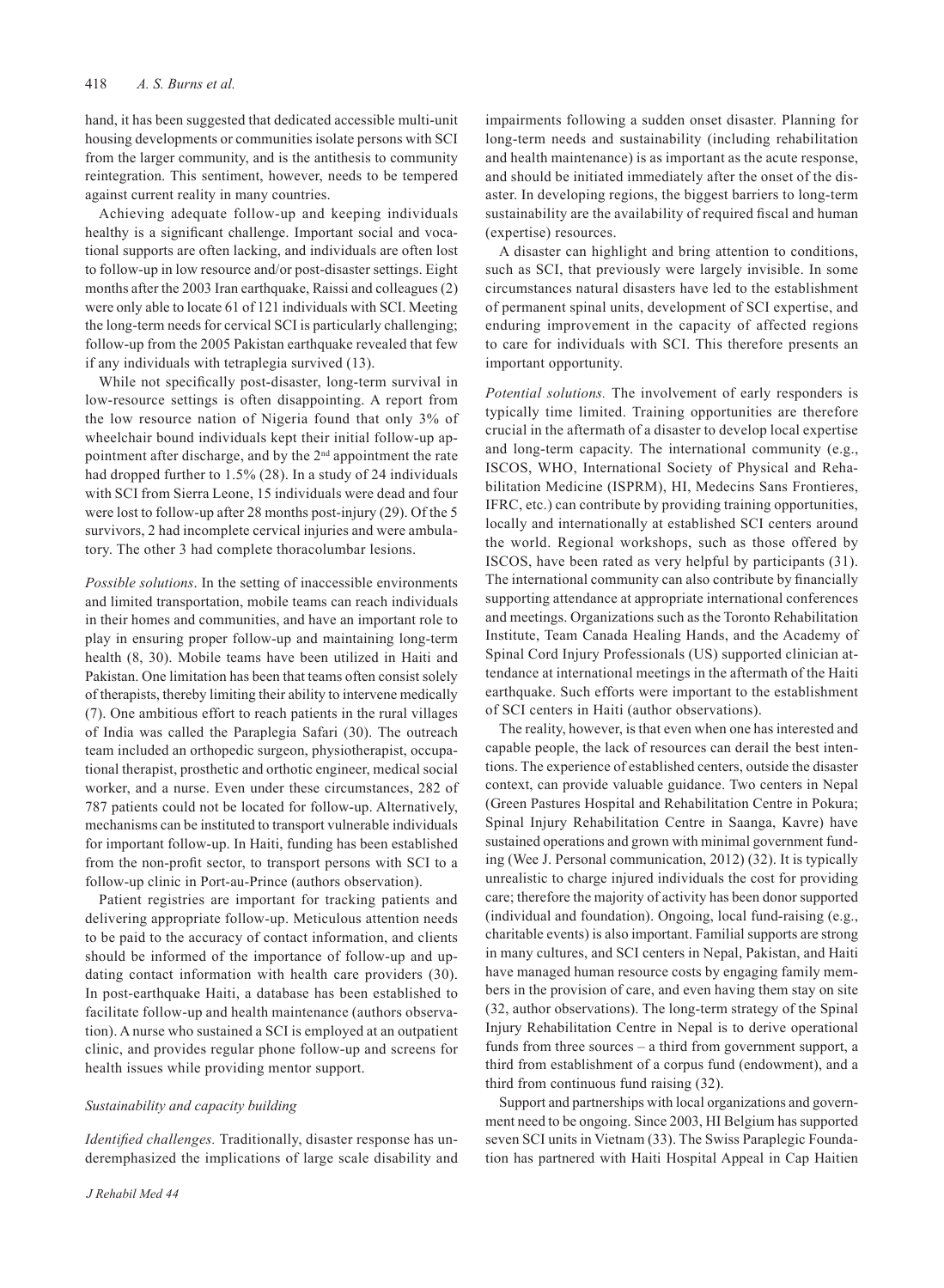hand, it has been suggested that dedicated accessible multi-unit housing developments or communities isolate persons with SCI from the larger community, and is the antithesis to community reintegration. This sentiment, however, needs to be tempered against current reality in many countries.

Achieving adequate follow-up and keeping individuals healthy is a significant challenge. Important social and vocational supports are often lacking, and individuals are often lost to follow-up in low resource and/or post-disaster settings. Eight months after the 2003 Iran earthquake, Raissi and colleagues (2) were only able to locate 61 of 121 individuals with SCI. Meeting the long-term needs for cervical SCI is particularly challenging; follow-up from the 2005 Pakistan earthquake revealed that few if any individuals with tetraplegia survived (13).

While not specifically post-disaster, long-term survival in low-resource settings is often disappointing. A report from the low resource nation of Nigeria found that only 3% of wheelchair bound individuals kept their initial follow-up appointment after discharge, and by the 2nd appointment the rate had dropped further to 1.5% (28). In a study of 24 individuals with SCI from Sierra Leone, 15 individuals were dead and four were lost to follow-up after 28 months post-injury (29). Of the 5 survivors, 2 had incomplete cervical injuries and were ambulatory. The other 3 had complete thoracolumbar lesions.

*Possible solutions*. In the setting of inaccessible environments and limited transportation, mobile teams can reach individuals in their homes and communities, and have an important role to play in ensuring proper follow-up and maintaining long-term health (8, 30). Mobile teams have been utilized in Haiti and Pakistan. One limitation has been that teams often consist solely of therapists, thereby limiting their ability to intervene medically (7). One ambitious effort to reach patients in the rural villages of India was called the Paraplegia Safari (30). The outreach team included an orthopedic surgeon, physiotherapist, occupational therapist, prosthetic and orthotic engineer, medical social worker, and a nurse. Even under these circumstances, 282 of 787 patients could not be located for follow-up. Alternatively, mechanisms can be instituted to transport vulnerable individuals for important follow-up. In Haiti, funding has been established from the non-profit sector, to transport persons with SCI to a follow-up clinic in Port-au-Prince (authors observation).

Patient registries are important for tracking patients and delivering appropriate follow-up. Meticulous attention needs to be paid to the accuracy of contact information, and clients should be informed of the importance of follow-up and updating contact information with health care providers (30). In post-earthquake Haiti, a database has been established to facilitate follow-up and health maintenance (authors observation). A nurse who sustained a SCI is employed at an outpatient clinic, and provides regular phone follow-up and screens for health issues while providing mentor support.

*Sustainability and capacity building*

*Identified challenges.* Traditionally, disaster response has underemphasized the implications of large scale disability and impairments following a sudden onset disaster. Planning for long-term needs and sustainability (including rehabilitation and health maintenance) is as important as the acute response, and should be initiated immediately after the onset of the disaster. In developing regions, the biggest barriers to long-term sustainability are the availability of required fiscal and human (expertise) resources.

A disaster can highlight and bring attention to conditions, such as SCI, that previously were largely invisible. In some circumstances natural disasters have led to the establishment of permanent spinal units, development of SCI expertise, and enduring improvement in the capacity of affected regions to care for individuals with SCI. This therefore presents an important opportunity.

*Potential solutions.* The involvement of early responders is typically time limited. Training opportunities are therefore crucial in the aftermath of a disaster to develop local expertise and long-term capacity. The international community (e.g., ISCOS, WHO, International Society of Physical and Rehabilitation Medicine (ISPRM), HI, Medecins Sans Frontieres, IFRC, etc.) can contribute by providing training opportunities, locally and internationally at established SCI centers around the world. Regional workshops, such as those offered by ISCOS, have been rated as very helpful by participants (31). The international community can also contribute by financially supporting attendance at appropriate international conferences and meetings. Organizations such as the Toronto Rehabilitation Institute, Team Canada Healing Hands, and the Academy of Spinal Cord Injury Professionals (US) supported clinician attendance at international meetings in the aftermath of the Haiti earthquake. Such efforts were important to the establishment of SCI centers in Haiti (author observations).

The reality, however, is that even when one has interested and capable people, the lack of resources can derail the best intentions. The experience of established centers, outside the disaster context, can provide valuable guidance. Two centers in Nepal (Green Pastures Hospital and Rehabilitation Centre in Pokura; Spinal Injury Rehabilitation Centre in Saanga, Kavre) have sustained operations and grown with minimal government funding (Wee J. Personal communication, 2012) (32). It is typically unrealistic to charge injured individuals the cost for providing care; therefore the majority of activity has been donor supported (individual and foundation). Ongoing, local fund-raising (e.g., charitable events) is also important. Familial supports are strong in many cultures, and SCI centers in Nepal, Pakistan, and Haiti have managed human resource costs by engaging family members in the provision of care, and even having them stay on site (32, author observations). The long-term strategy of the Spinal Injury Rehabilitation Centre in Nepal is to derive operational funds from three sources – a third from government support, a third from establishment of a corpus fund (endowment), and a third from continuous fund raising (32).

Support and partnerships with local organizations and government need to be ongoing. Since 2003, HI Belgium has supported seven SCI units in Vietnam (33). The Swiss Paraplegic Foundation has partnered with Haiti Hospital Appeal in Cap Haitien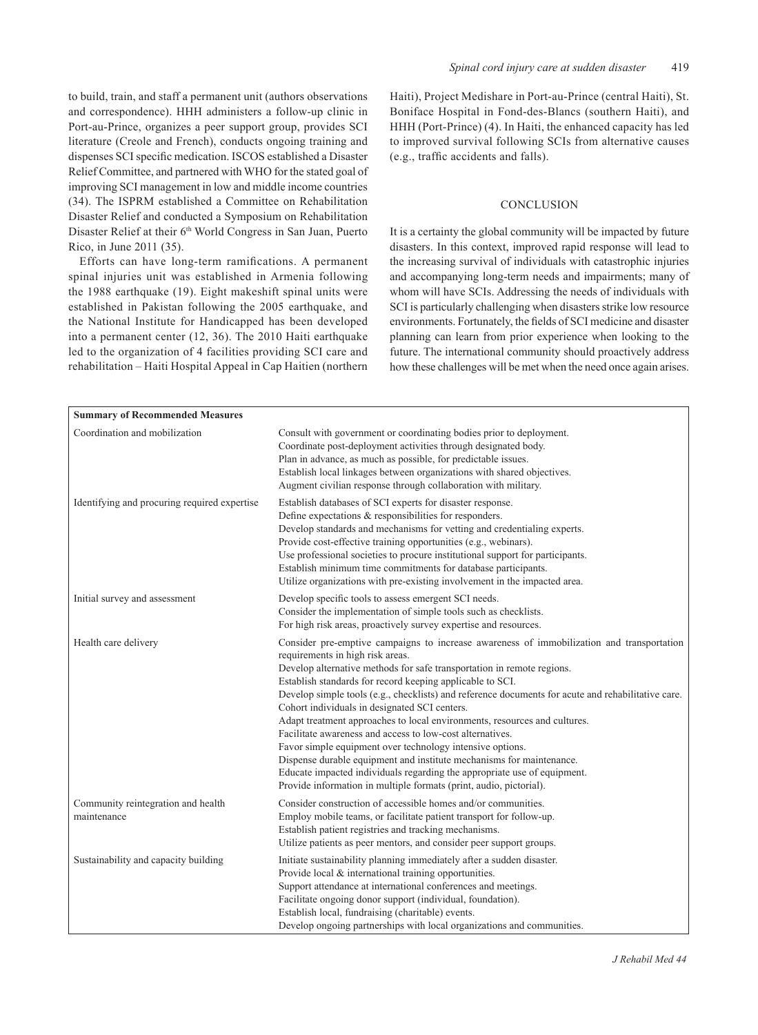to build, train, and staff a permanent unit (authors observations and correspondence). HHH administers a follow-up clinic in Port-au-Prince, organizes a peer support group, provides SCI literature (Creole and French), conducts ongoing training and dispenses SCI specific medication. ISCOS established a Disaster Relief Committee, and partnered with WHO for the stated goal of improving SCI management in low and middle income countries (34). The ISPRM established a Committee on Rehabilitation Disaster Relief and conducted a Symposium on Rehabilitation Disaster Relief at their 6th World Congress in San Juan, Puerto Rico, in June 2011 (35).

Efforts can have long-term ramifications. A permanent spinal injuries unit was established in Armenia following the 1988 earthquake (19). Eight makeshift spinal units were established in Pakistan following the 2005 earthquake, and the National Institute for Handicapped has been developed into a permanent center (12, 36). The 2010 Haiti earthquake led to the organization of 4 facilities providing SCI care and rehabilitation – Haiti Hospital Appeal in Cap Haitien (northern Haiti), Project Medishare in Port-au-Prince (central Haiti), St. Boniface Hospital in Fond-des-Blancs (southern Haiti), and HHH (Port-Prince) (4). In Haiti, the enhanced capacity has led to improved survival following SCIs from alternative causes (e.g., traffic accidents and falls).

## CONCLUSION

It is a certainty the global community will be impacted by future disasters. In this context, improved rapid response will lead to the increasing survival of individuals with catastrophic injuries and accompanying long-term needs and impairments; many of whom will have SCIs. Addressing the needs of individuals with SCI is particularly challenging when disasters strike low resource environments. Fortunately, the fields of SCI medicine and disaster planning can learn from prior experience when looking to the future. The international community should proactively address how these challenges will be met when the need once again arises.

| **Summary of Recommended Measures** | |
|---|---|
| Coordination and mobilization | Consult with government or coordinating bodies prior to deployment.<br>Coordinate post-deployment activities through designated body.<br>Plan in advance, as much as possible, for predictable issues.<br>Establish local linkages between organizations with shared objectives.<br>Augment civilian response through collaboration with military. |
| Identifying and procuring required expertise | Establish databases of SCI experts for disaster response.<br>Define expectations & responsibilities for responders.<br>Develop standards and mechanisms for vetting and credentialing experts.<br>Provide cost-effective training opportunities (e.g., webinars).<br>Use professional societies to procure institutional support for participants.<br>Establish minimum time commitments for database participants.<br>Utilize organizations with pre-existing involvement in the impacted area. |
| Initial survey and assessment | Develop specific tools to assess emergent SCI needs.<br>Consider the implementation of simple tools such as checklists.<br>For high risk areas, proactively survey expertise and resources. |
| Health care delivery | Consider pre-emptive campaigns to increase awareness of immobilization and transportation requirements in high risk areas.<br>Develop alternative methods for safe transportation in remote regions.<br>Establish standards for record keeping applicable to SCI.<br>Develop simple tools (e.g., checklists) and reference documents for acute and rehabilitative care.<br>Cohort individuals in designated SCI centers.<br>Adapt treatment approaches to local environments, resources and cultures.<br>Facilitate awareness and access to low-cost alternatives.<br>Favor simple equipment over technology intensive options.<br>Dispense durable equipment and institute mechanisms for maintenance.<br>Educate impacted individuals regarding the appropriate use of equipment.<br>Provide information in multiple formats (print, audio, pictorial). |
| Community reintegration and health maintenance | Consider construction of accessible homes and/or communities.<br>Employ mobile teams, or facilitate patient transport for follow-up.<br>Establish patient registries and tracking mechanisms.<br>Utilize patients as peer mentors, and consider peer support groups. |
| Sustainability and capacity building | Initiate sustainability planning immediately after a sudden disaster.<br>Provide local & international training opportunities.<br>Support attendance at international conferences and meetings.<br>Facilitate ongoing donor support (individual, foundation).<br>Establish local, fundraising (charitable) events.<br>Develop ongoing partnerships with local organizations and communities. |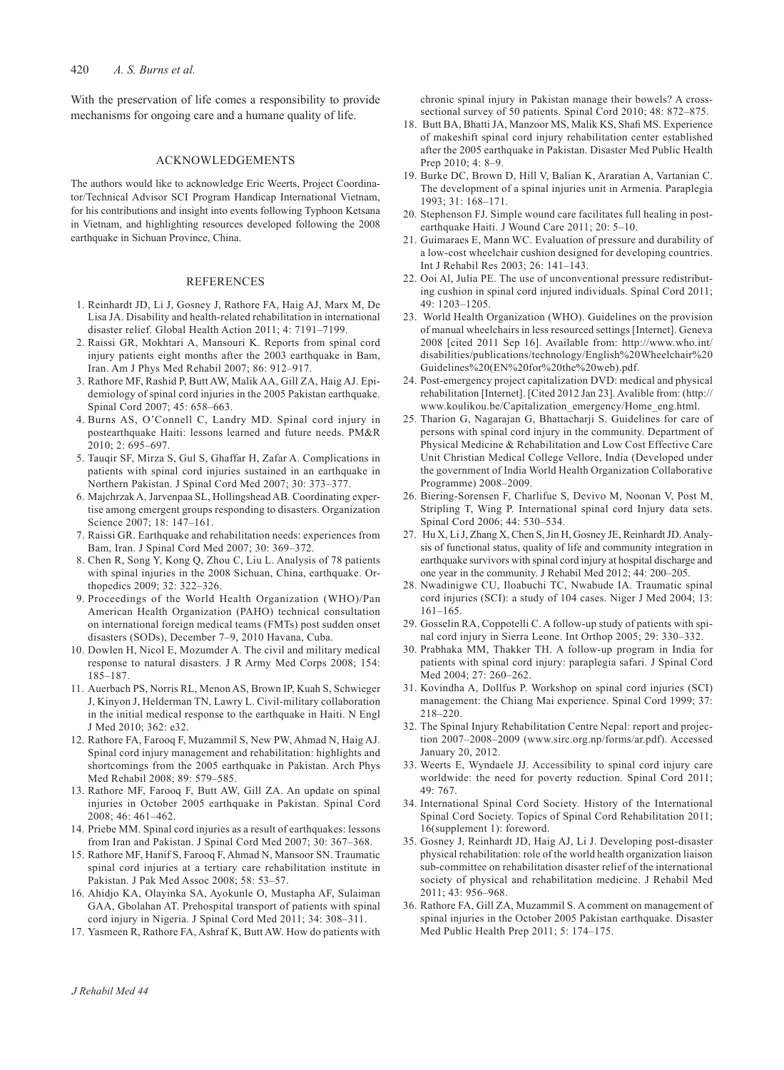With the preservation of life comes a responsibility to provide mechanisms for ongoing care and a humane quality of life.

## ACKNOWLEDGEMENTS

The authors would like to acknowledge Eric Weerts, Project Coordinator/Technical Advisor SCI Program Handicap International Vietnam, for his contributions and insight into events following Typhoon Ketsana in Vietnam, and highlighting resources developed following the 2008 earthquake in Sichuan Province, China.

## REFERENCES

1. Reinhardt JD, Li J, Gosney J, Rathore FA, Haig AJ, Marx M, De Lisa JA. Disability and health-related rehabilitation in international disaster relief. Global Health Action 2011; 4: 7191–7199.
2. Raissi GR, Mokhtari A, Mansouri K. Reports from spinal cord injury patients eight months after the 2003 earthquake in Bam, Iran. Am J Phys Med Rehabil 2007; 86: 912–917.
3. Rathore MF, Rashid P, Butt AW, Malik AA, Gill ZA, Haig AJ. Epidemiology of spinal cord injuries in the 2005 Pakistan earthquake. Spinal Cord 2007; 45: 658–663.
4. Burns AS, O'Connell C, Landry MD. Spinal cord injury in postearthquake Haiti: lessons learned and future needs. PM&R 2010; 2: 695–697.
5. Tauqir SF, Mirza S, Gul S, Ghaffar H, Zafar A. Complications in patients with spinal cord injuries sustained in an earthquake in Northern Pakistan. J Spinal Cord Med 2007; 30: 373–377.
6. Majchrzak A, Jarvenpaa SL, Hollingshead AB. Coordinating expertise among emergent groups responding to disasters. Organization Science 2007; 18: 147–161.
7. Raissi GR. Earthquake and rehabilitation needs: experiences from Bam, Iran. J Spinal Cord Med 2007; 30: 369–372.
8. Chen R, Song Y, Kong Q, Zhou C, Liu L. Analysis of 78 patients with spinal injuries in the 2008 Sichuan, China, earthquake. Orthopedics 2009; 32: 322–326.
9. Proceedings of the World Health Organization (WHO)/Pan American Health Organization (PAHO) technical consultation on international foreign medical teams (FMTs) post sudden onset disasters (SODs), December 7–9, 2010 Havana, Cuba.
10. Dowlen H, Nicol E, Mozumder A. The civil and military medical response to natural disasters. J R Army Med Corps 2008; 154: 185–187.
11. Auerbach PS, Norris RL, Menon AS, Brown IP, Kuah S, Schwieger J, Kinyon J, Helderman TN, Lawry L. Civil-military collaboration in the initial medical response to the earthquake in Haiti. N Engl J Med 2010; 362: e32.
12. Rathore FA, Farooq F, Muzammil S, New PW, Ahmad N, Haig AJ. Spinal cord injury management and rehabilitation: highlights and shortcomings from the 2005 earthquake in Pakistan. Arch Phys Med Rehabil 2008; 89: 579–585.
13. Rathore MF, Farooq F, Butt AW, Gill ZA. An update on spinal injuries in October 2005 earthquake in Pakistan. Spinal Cord 2008; 46: 461–462.
14. Priebe MM. Spinal cord injuries as a result of earthquakes: lessons from Iran and Pakistan. J Spinal Cord Med 2007; 30: 367–368.
15. Rathore MF, Hanif S, Farooq F, Ahmad N, Mansoor SN. Traumatic spinal cord injuries at a tertiary care rehabilitation institute in Pakistan. J Pak Med Assoc 2008; 58: 53–57.
16. Ahidjo KA, Olayinka SA, Ayokunle O, Mustapha AF, Sulaiman GAA, Gbolahan AT. Prehospital transport of patients with spinal cord injury in Nigeria. J Spinal Cord Med 2011; 34: 308–311.
17. Yasmeen R, Rathore FA, Ashraf K, Butt AW. How do patients with chronic spinal injury in Pakistan manage their bowels? A cross-sectional survey of 50 patients. Spinal Cord 2010; 48: 872–875.
18. Butt BA, Bhatti JA, Manzoor MS, Malik KS, Shafi MS. Experience of makeshift spinal cord injury rehabilitation center established after the 2005 earthquake in Pakistan. Disaster Med Public Health Prep 2010; 4: 8–9.
19. Burke DC, Brown D, Hill V, Balian K, Araratian A, Vartanian C. The development of a spinal injuries unit in Armenia. Paraplegia 1993; 31: 168–171.
20. Stephenson FJ. Simple wound care facilitates full healing in post-earthquake Haiti. J Wound Care 2011; 20: 5–10.
21. Guimaraes E, Mann WC. Evaluation of pressure and durability of a low-cost wheelchair cushion designed for developing countries. Int J Rehabil Res 2003; 26: 141–143.
22. Ooi Al, Julia PE. The use of unconventional pressure redistributing cushion in spinal cord injured individuals. Spinal Cord 2011; 49: 1203–1205.
23. World Health Organization (WHO). Guidelines on the provision of manual wheelchairs in less resourced settings [Internet]. Geneva 2008 [cited 2011 Sep 16]. Available from: http://www.who.int/disabilities/publications/technology/English%20Wheelchair%20Guidelines%20(EN%20for%20the%20web).pdf.
24. Post-emergency project capitalization DVD: medical and physical rehabilitation [Internet]. [Cited 2012 Jan 23]. Avalible from: (http://www.koulikou.be/Capitalization_emergency/Home_eng.html.
25. Tharion G, Nagarajan G, Bhattacharji S. Guidelines for care of persons with spinal cord injury in the community. Department of Physical Medicine & Rehabilitation and Low Cost Effective Care Unit Christian Medical College Vellore, India (Developed under the government of India World Health Organization Collaborative Programme) 2008–2009.
26. Biering-Sorensen F, Charlifue S, Devivo M, Noonan V, Post M, Stripling T, Wing P. International spinal cord Injury data sets. Spinal Cord 2006; 44: 530–534.
27. Hu X, Li J, Zhang X, Chen S, Jin H, Gosney JE, Reinhardt JD. Analysis of functional status, quality of life and community integration in earthquake survivors with spinal cord injury at hospital discharge and one year in the community. J Rehabil Med 2012; 44: 200–205.
28. Nwadinigwe CU, Iloabuchi TC, Nwabude IA. Traumatic spinal cord injuries (SCI): a study of 104 cases. Niger J Med 2004; 13: 161–165.
29. Gosselin RA, Coppotelli C. A follow-up study of patients with spinal cord injury in Sierra Leone. Int Orthop 2005; 29: 330–332.
30. Prabhaka MM, Thakker TH. A follow-up program in India for patients with spinal cord injury: paraplegia safari. J Spinal Cord Med 2004; 27: 260–262.
31. Kovindha A, Dollfus P. Workshop on spinal cord injuries (SCI) management: the Chiang Mai experience. Spinal Cord 1999; 37: 218–220.
32. The Spinal Injury Rehabilitation Centre Nepal: report and projection 2007–2008–2009 (www.sirc.org.np/forms/ar.pdf). Accessed January 20, 2012.
33. Weerts E, Wyndaele JJ. Accessibility to spinal cord injury care worldwide: the need for poverty reduction. Spinal Cord 2011; 49: 767.
34. International Spinal Cord Society. History of the International Spinal Cord Society. Topics of Spinal Cord Rehabilitation 2011; 16(supplement 1): foreword.
35. Gosney J, Reinhardt JD, Haig AJ, Li J. Developing post-disaster physical rehabilitation: role of the world health organization liaison sub-committee on rehabilitation disaster relief of the international society of physical and rehabilitation medicine. J Rehabil Med 2011; 43: 956–968.
36. Rathore FA, Gill ZA, Muzammil S. A comment on management of spinal injuries in the October 2005 Pakistan earthquake. Disaster Med Public Health Prep 2011; 5: 174–175.